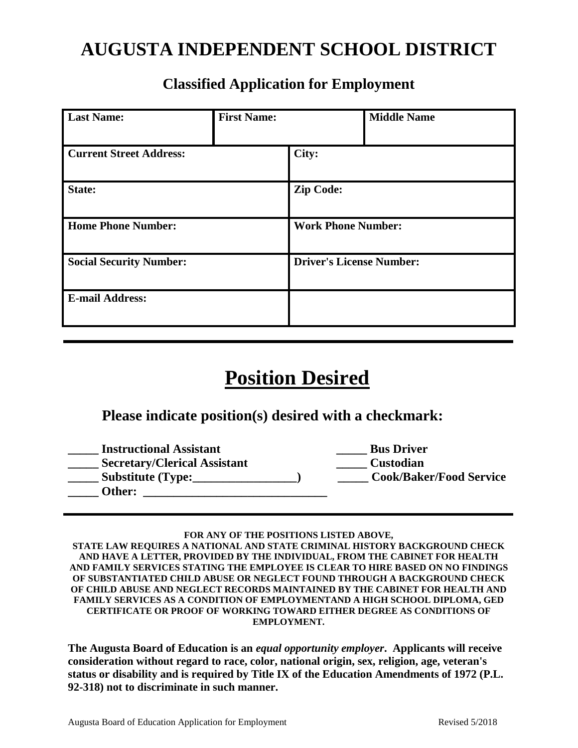# AUGUSTA INDEPENDENT SCHOOL DISTRICT

## Classified Application for Employment

| **Last Name:** | **First Name:** | **Middle Name** |
|---|---|---|
| **Current Street Address:** | **City:** | |
| **State:** | **Zip Code:** | |
| **Home Phone Number:** | **Work Phone Number:** | |
| **Social Security Number:** | **Driver's License Number:** | |
| **E-mail Address:** | | |

---

# Position Desired

### Please indicate position(s) desired with a checkmark:

_____ **Instructional Assistant**
_____ **Secretary/Clerical Assistant**
_____ **Substitute (Type:_________________)**
_____ **Other: ______________________________**
_____ **Bus Driver**
_____ **Custodian**
_____ **Cook/Baker/Food Service**

---

**FOR ANY OF THE POSITIONS LISTED ABOVE, STATE LAW REQUIRES A NATIONAL AND STATE CRIMINAL HISTORY BACKGROUND CHECK AND HAVE A LETTER, PROVIDED BY THE INDIVIDUAL, FROM THE CABINET FOR HEALTH AND FAMILY SERVICES STATING THE EMPLOYEE IS CLEAR TO HIRE BASED ON NO FINDINGS OF SUBSTANTIATED CHILD ABUSE OR NEGLECT FOUND THROUGH A BACKGROUND CHECK OF CHILD ABUSE AND NEGLECT RECORDS MAINTAINED BY THE CABINET FOR HEALTH AND FAMILY SERVICES AS A CONDITION OF EMPLOYMENTAND A HIGH SCHOOL DIPLOMA, GED CERTIFICATE OR PROOF OF WORKING TOWARD EITHER DEGREE AS CONDITIONS OF EMPLOYMENT.**

**The Augusta Board of Education is an *equal opportunity employer*. Applicants will receive consideration without regard to race, color, national origin, sex, religion, age, veteran's status or disability and is required by Title IX of the Education Amendments of 1972 (P.L. 92-318) not to discriminate in such manner.**

Augusta Board of Education Application for Employment Revised 5/2018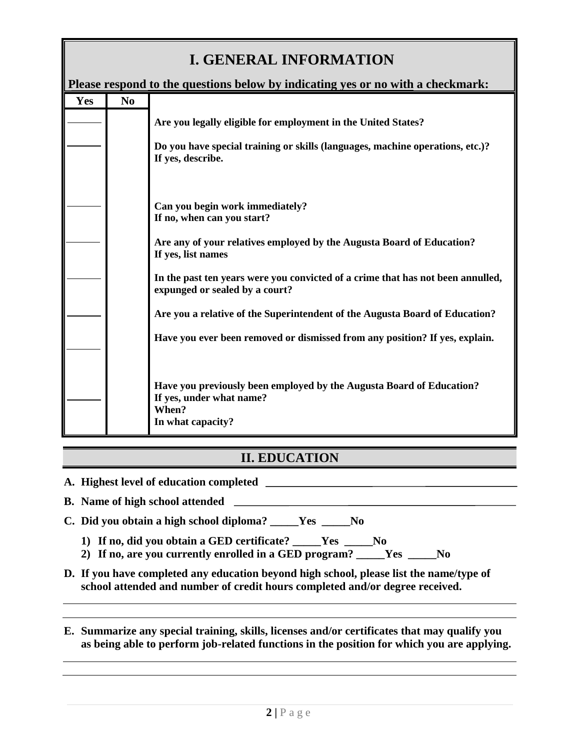# I. GENERAL INFORMATION

**Please respond to the questions below by indicating yes or no with a checkmark:**

| Yes | No | |
|---|---|---|
| ______ | | **Are you legally eligible for employment in the United States?** |
| ______ | | **Do you have special training or skills (languages, machine operations, etc.)? If yes, describe.** |
| ______ | | **Can you begin work immediately? If no, when can you start?** |
| ______ | | **Are any of your relatives employed by the Augusta Board of Education? If yes, list names** |
| ______ | | **In the past ten years were you convicted of a crime that has not been annulled, expunged or sealed by a court?** |
| ______ | | **Are you a relative of the Superintendent of the Augusta Board of Education?** |
| ______ | | **Have you ever been removed or dismissed from any position? If yes, explain.** |
| ______ | | **Have you previously been employed by the Augusta Board of Education? If yes, under what name? When? In what capacity?** |

# II. EDUCATION

**A. Highest level of education completed** ____________________________________________

**B. Name of high school attended** ____________________________________________

**C. Did you obtain a high school diploma? _____Yes _____No**

1) **If no, did you obtain a GED certificate? _____Yes _____No**
2) **If no, are you currently enrolled in a GED program? _____Yes _____No**

**D. If you have completed any education beyond high school, please list the name/type of school attended and number of credit hours completed and/or degree received.**

____________________________________________

____________________________________________

**E. Summarize any special training, skills, licenses and/or certificates that may qualify you as being able to perform job-related functions in the position for which you are applying.**

____________________________________________

____________________________________________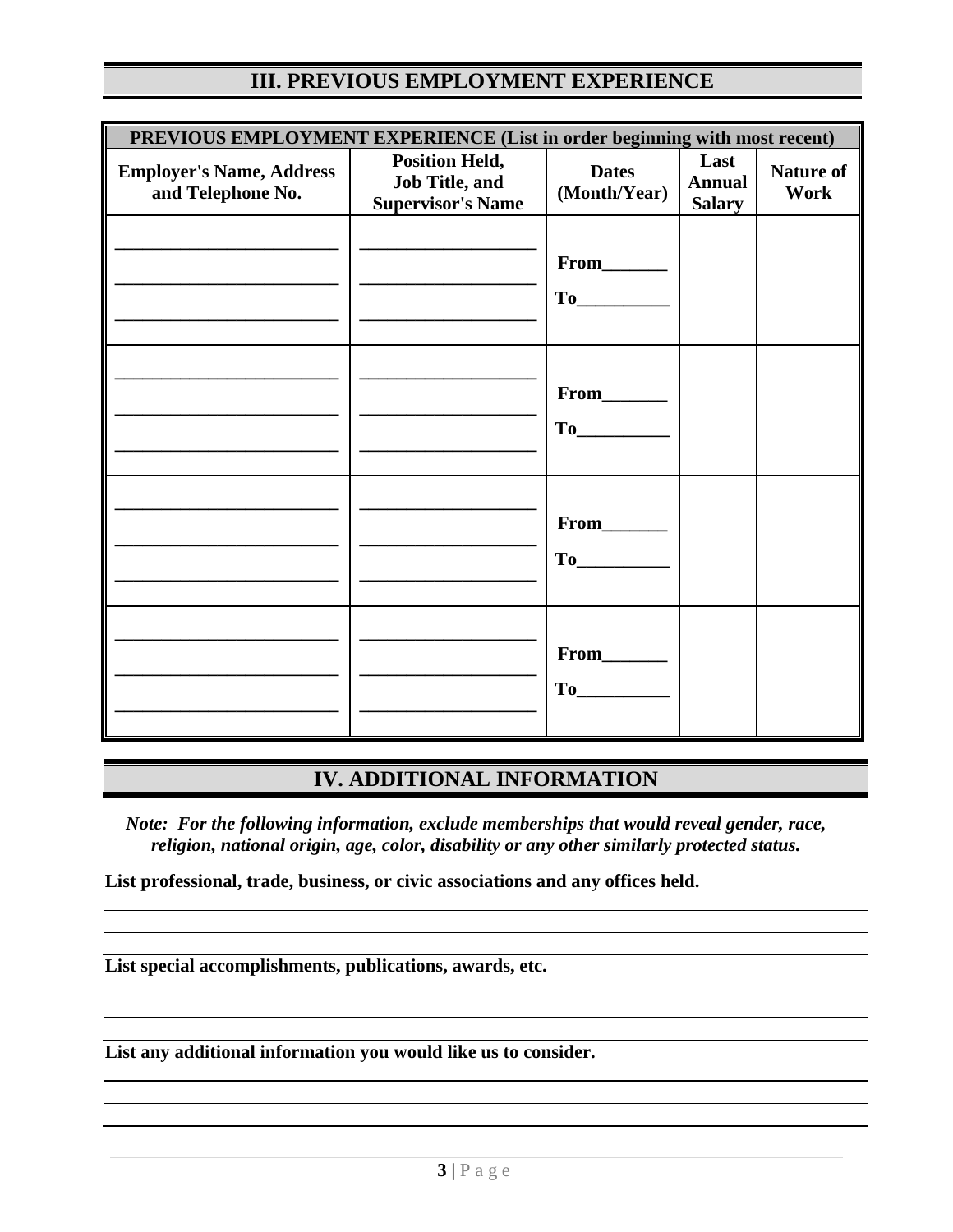## III. PREVIOUS EMPLOYMENT EXPERIENCE

| PREVIOUS EMPLOYMENT EXPERIENCE (List in order beginning with most recent) | | | | |
|---|---|---|---|---|
| **Employer's Name, Address and Telephone No.** | **Position Held, Job Title, and Supervisor's Name** | **Dates (Month/Year)** | **Last Annual Salary** | **Nature of Work** |
| ________________________ ________________________ ________________________ | __________________ __________________ __________________ | **From**_______ **To**__________ | | |
| ________________________ ________________________ ________________________ | __________________ __________________ __________________ | **From**_______ **To**__________ | | |
| ________________________ ________________________ ________________________ | __________________ __________________ __________________ | **From**_______ **To**__________ | | |
| ________________________ ________________________ ________________________ | __________________ __________________ __________________ | **From**_______ **To**__________ | | |

## IV. ADDITIONAL INFORMATION

***Note: For the following information, exclude memberships that would reveal gender, race, religion, national origin, age, color, disability or any other similarly protected status.***

**List professional, trade, business, or civic associations and any offices held.**

______________________________________________________________________________

______________________________________________________________________________

______________________________________________________________________________

**List special accomplishments, publications, awards, etc.**

______________________________________________________________________________

______________________________________________________________________________

______________________________________________________________________________

**List any additional information you would like us to consider.**

______________________________________________________________________________

______________________________________________________________________________

______________________________________________________________________________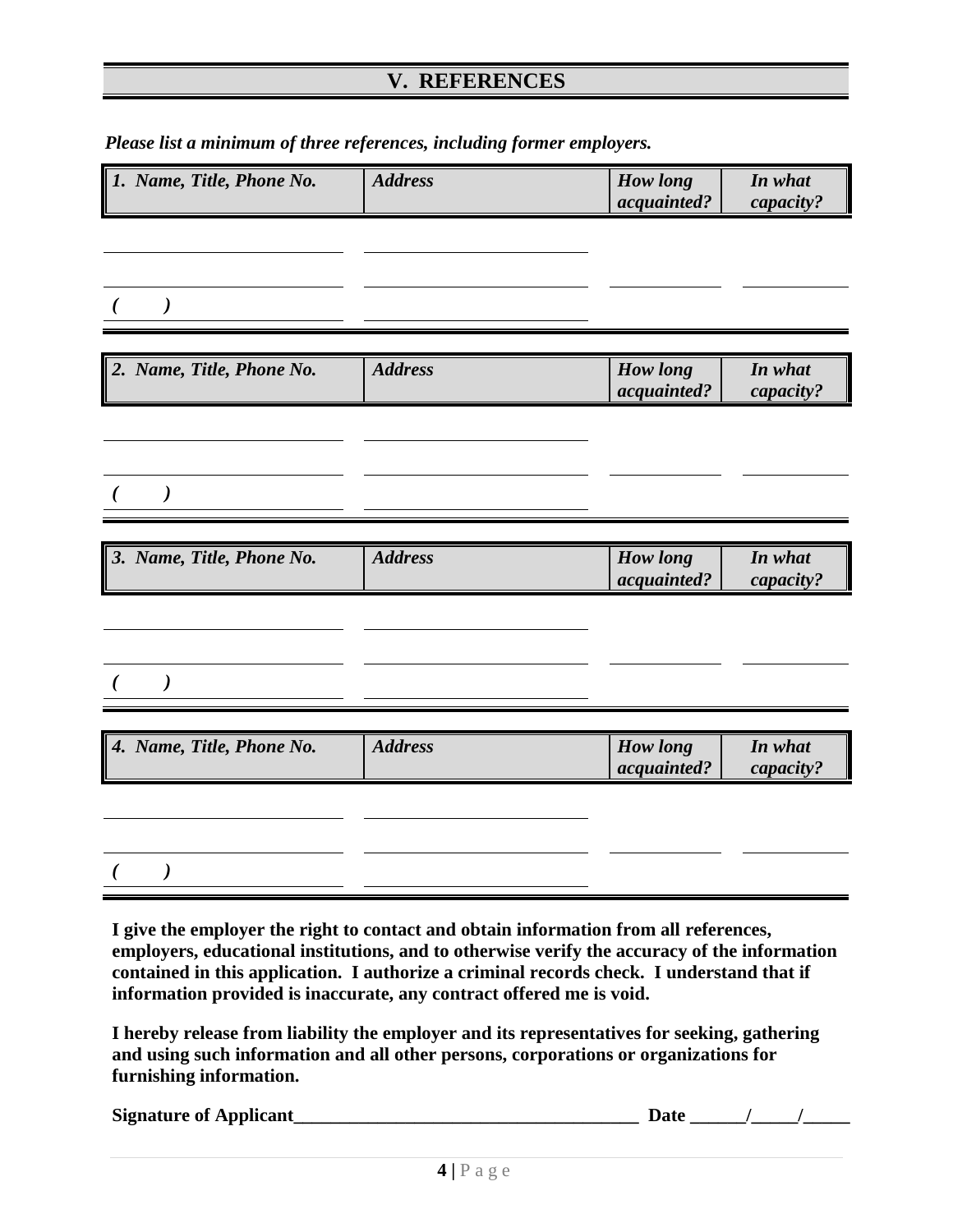## V. REFERENCES

***Please list a minimum of three references, including former employers.***

| *1. Name, Title, Phone No.* | *Address* | *How long acquainted?* | *In what capacity?* |
|---|---|---|---|
| | | | |
| | | | |
| *(     )* | | | |

| *2. Name, Title, Phone No.* | *Address* | *How long acquainted?* | *In what capacity?* |
|---|---|---|---|
| | | | |
| | | | |
| *(     )* | | | |

| *3. Name, Title, Phone No.* | *Address* | *How long acquainted?* | *In what capacity?* |
|---|---|---|---|
| | | | |
| | | | |
| *(     )* | | | |

| *4. Name, Title, Phone No.* | *Address* | *How long acquainted?* | *In what capacity?* |
|---|---|---|---|
| | | | |
| | | | |
| *(     )* | | | |

**I give the employer the right to contact and obtain information from all references, employers, educational institutions, and to otherwise verify the accuracy of the information contained in this application. I authorize a criminal records check. I understand that if information provided is inaccurate, any contract offered me is void.**

**I hereby release from liability the employer and its representatives for seeking, gathering and using such information and all other persons, corporations or organizations for furnishing information.**

**Signature of Applicant_____________________________________ Date ______/_____/_____**